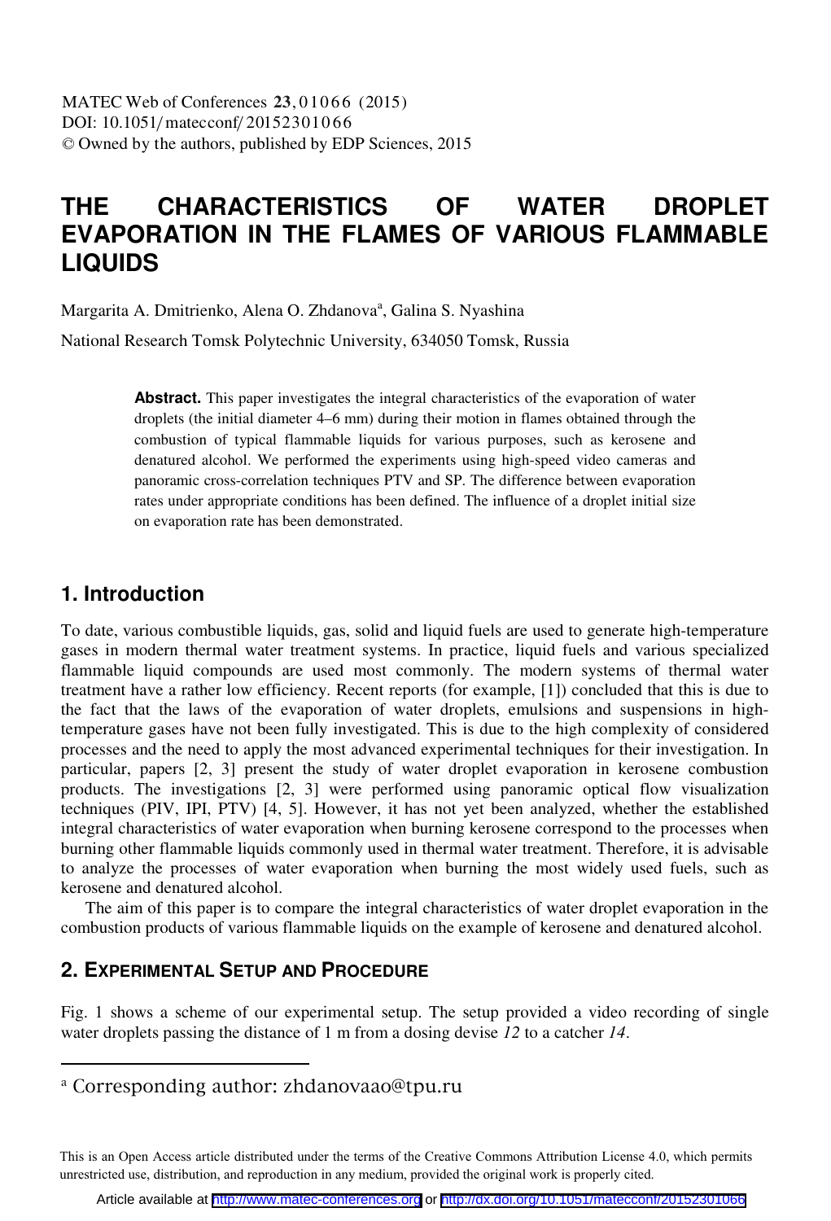# THE CHARACTERISTICS OF WATER DROPLET EVAPORATION IN THE FLAMES OF VARIOUS FLAMMABLE LIQUIDS

Margarita A. Dmitrienko, Alena O. Zhdanova[a], Galina S. Nyashina

National Research Tomsk Polytechnic University, 634050 Tomsk, Russia

**Abstract.** This paper investigates the integral characteristics of the evaporation of water droplets (the initial diameter 4–6 mm) during their motion in flames obtained through the combustion of typical flammable liquids for various purposes, such as kerosene and denatured alcohol. We performed the experiments using high-speed video cameras and panoramic cross-correlation techniques PTV and SP. The difference between evaporation rates under appropriate conditions has been defined. The influence of a droplet initial size on evaporation rate has been demonstrated.

## 1. Introduction

To date, various combustible liquids, gas, solid and liquid fuels are used to generate high-temperature gases in modern thermal water treatment systems. In practice, liquid fuels and various specialized flammable liquid compounds are used most commonly. The modern systems of thermal water treatment have a rather low efficiency. Recent reports (for example, [1]) concluded that this is due to the fact that the laws of the evaporation of water droplets, emulsions and suspensions in high-temperature gases have not been fully investigated. This is due to the high complexity of considered processes and the need to apply the most advanced experimental techniques for their investigation. In particular, papers [2, 3] present the study of water droplet evaporation in kerosene combustion products. The investigations [2, 3] were performed using panoramic optical flow visualization techniques (PIV, IPI, PTV) [4, 5]. However, it has not yet been analyzed, whether the established integral characteristics of water evaporation when burning kerosene correspond to the processes when burning other flammable liquids commonly used in thermal water treatment. Therefore, it is advisable to analyze the processes of water evaporation when burning the most widely used fuels, such as kerosene and denatured alcohol.

The aim of this paper is to compare the integral characteristics of water droplet evaporation in the combustion products of various flammable liquids on the example of kerosene and denatured alcohol.

## 2. Experimental Setup and Procedure

Fig. 1 shows a scheme of our experimental setup. The setup provided a video recording of single water droplets passing the distance of 1 m from a dosing devise *12* to a catcher *14*.

[a] Corresponding author: zhdanovaao@tpu.ru

This is an Open Access article distributed under the terms of the Creative Commons Attribution License 4.0, which permits unrestricted use, distribution, and reproduction in any medium, provided the original work is properly cited.

Article available at http://www.matec-conferences.org or http://dx.doi.org/10.1051/matecconf/20152301066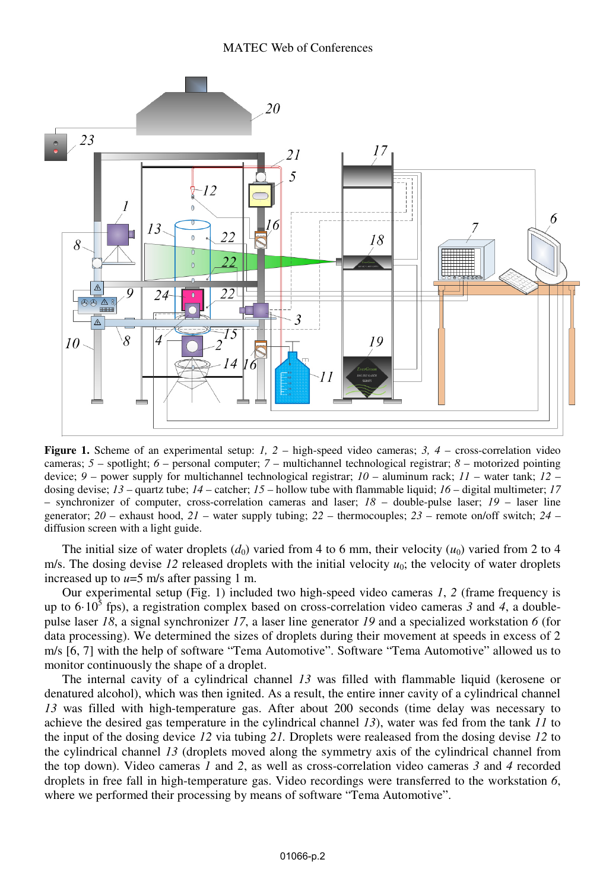**Figure 1.** Scheme of an experimental setup: *1, 2* – high-speed video cameras; *3, 4* – cross-correlation video cameras; *5* – spotlight; *6* – personal computer; *7* – multichannel technological registrar; *8* – motorized pointing device; *9* – power supply for multichannel technological registrar; *10* – aluminum rack; *11* – water tank; *12* – dosing devise; *13* – quartz tube; *14* – catcher; *15* – hollow tube with flammable liquid; *16* – digital multimeter; *17* – synchronizer of computer, cross-correlation cameras and laser; *18* – double-pulse laser; *19* – laser line generator; *20* – exhaust hood, *21* – water supply tubing; *22* – thermocouples; *23* – remote on/off switch; *24* – diffusion screen with a light guide.

The initial size of water droplets ($d_0$) varied from 4 to 6 mm, their velocity ($u_0$) varied from 2 to 4 m/s. The dosing devise *12* released droplets with the initial velocity $u_0$; the velocity of water droplets increased up to $u$=5 m/s after passing 1 m.

Our experimental setup (Fig. 1) included two high-speed video cameras *1*, *2* (frame frequency is up to $6{\cdot}10^5$ fps), a registration complex based on cross-correlation video cameras *3* and *4*, a double-pulse laser *18*, a signal synchronizer *17*, a laser line generator *19* and a specialized workstation *6* (for data processing). We determined the sizes of droplets during their movement at speeds in excess of 2 m/s [6, 7] with the help of software "Tema Automotive". Software "Tema Automotive" allowed us to monitor continuously the shape of a droplet.

The internal cavity of a cylindrical channel *13* was filled with flammable liquid (kerosene or denatured alcohol), which was then ignited. As a result, the entire inner cavity of a cylindrical channel *13* was filled with high-temperature gas. After about 200 seconds (time delay was necessary to achieve the desired gas temperature in the cylindrical channel *13*), water was fed from the tank *11* to the input of the dosing device *12* via tubing *21*. Droplets were realeased from the dosing devise *12* to the cylindrical channel *13* (droplets moved along the symmetry axis of the cylindrical channel from the top down). Video cameras *1* and *2*, as well as cross-correlation video cameras *3* and *4* recorded droplets in free fall in high-temperature gas. Video recordings were transferred to the workstation *6*, where we performed their processing by means of software "Tema Automotive".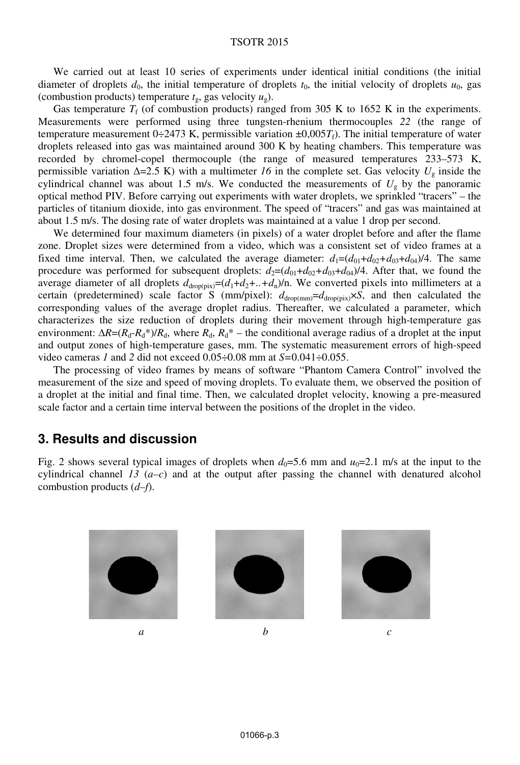We carried out at least 10 series of experiments under identical initial conditions (the initial diameter of droplets $d_0$, the initial temperature of droplets $t_0$, the initial velocity of droplets $u_0$, gas (combustion products) temperature $t_g$, gas velocity $u_g$).

Gas temperature $T_f$ (of combustion products) ranged from 305 K to 1652 K in the experiments. Measurements were performed using three tungsten-rhenium thermocouples *22* (the range of temperature measurement 0÷2473 K, permissible variation $\pm 0{,}005T_f$). The initial temperature of water droplets released into gas was maintained around 300 K by heating chambers. This temperature was recorded by chromel-copel thermocouple (the range of measured temperatures 233–573 K, permissible variation $\Delta$=2.5 K) with a multimeter *16* in the complete set. Gas velocity $U_g$ inside the cylindrical channel was about 1.5 m/s. We conducted the measurements of $U_g$ by the panoramic optical method PIV. Before carrying out experiments with water droplets, we sprinkled "tracers" – the particles of titanium dioxide, into gas environment. The speed of "tracers" and gas was maintained at about 1.5 m/s. The dosing rate of water droplets was maintained at a value 1 drop per second.

We determined four maximum diameters (in pixels) of a water droplet before and after the flame zone. Droplet sizes were determined from a video, which was a consistent set of video frames at a fixed time interval. Then, we calculated the average diameter: $d_1=(d_{01}+d_{02}+d_{03}+d_{04})/4$. The same procedure was performed for subsequent droplets: $d_2=(d_{01}+d_{02}+d_{03}+d_{04})/4$. After that, we found the average diameter of all droplets $d_{drop(pix)}=(d_1+d_2+..+d_n)/n$. We converted pixels into millimeters at a certain (predetermined) scale factor S (mm/pixel): $d_{drop(mm)}=d_{drop(pix)}\times S$, and then calculated the corresponding values of the average droplet radius. Thereafter, we calculated a parameter, which characterizes the size reduction of droplets during their movement through high-temperature gas environment: $\Delta R=(R_d-R_d^*)/R_d$, where $R_d$, $R_d^*$ – the conditional average radius of a droplet at the input and output zones of high-temperature gases, mm. The systematic measurement errors of high-speed video cameras *1* and *2* did not exceed 0.05÷0.08 mm at $S$=0.041÷0.055.

The processing of video frames by means of software "Phantom Camera Control" involved the measurement of the size and speed of moving droplets. To evaluate them, we observed the position of a droplet at the initial and final time. Then, we calculated droplet velocity, knowing a pre-measured scale factor and a certain time interval between the positions of the droplet in the video.

## 3. Results and discussion

Fig. 2 shows several typical images of droplets when $d_0$=5.6 mm and $u_0$=2.1 m/s at the input to the cylindrical channel *13* (*a–c*) and at the output after passing the channel with denatured alcohol combustion products (*d–f*).

*a* *b* *c*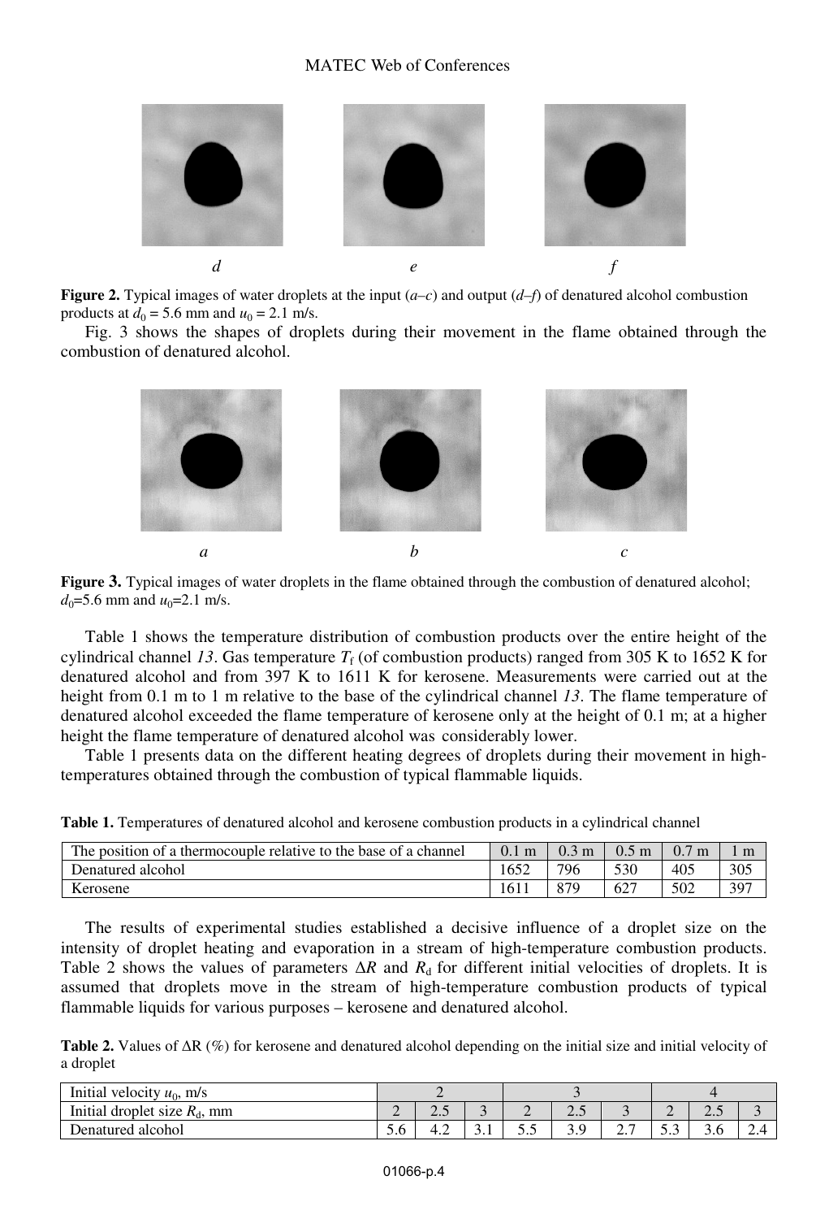*d* *e* *f*

**Figure 2.** Typical images of water droplets at the input (*a*–*c*) and output (*d*–*f*) of denatured alcohol combustion products at $d_0$ = 5.6 mm and $u_0$ = 2.1 m/s.

Fig. 3 shows the shapes of droplets during their movement in the flame obtained through the combustion of denatured alcohol.

*a* *b* *c*

**Figure 3.** Typical images of water droplets in the flame obtained through the combustion of denatured alcohol; $d_0$=5.6 mm and $u_0$=2.1 m/s.

Table 1 shows the temperature distribution of combustion products over the entire height of the cylindrical channel *13*. Gas temperature $T_f$ (of combustion products) ranged from 305 K to 1652 K for denatured alcohol and from 397 K to 1611 K for kerosene. Measurements were carried out at the height from 0.1 m to 1 m relative to the base of the cylindrical channel *13*. The flame temperature of denatured alcohol exceeded the flame temperature of kerosene only at the height of 0.1 m; at a higher height the flame temperature of denatured alcohol was considerably lower.

Table 1 presents data on the different heating degrees of droplets during their movement in high-temperatures obtained through the combustion of typical flammable liquids.

**Table 1.** Temperatures of denatured alcohol and kerosene combustion products in a cylindrical channel

| The position of a thermocouple relative to the base of a channel | 0.1 m | 0.3 m | 0.5 m | 0.7 m | 1 m |
|---|---|---|---|---|---|
| Denatured alcohol | 1652 | 796 | 530 | 405 | 305 |
| Kerosene | 1611 | 879 | 627 | 502 | 397 |

The results of experimental studies established a decisive influence of a droplet size on the intensity of droplet heating and evaporation in a stream of high-temperature combustion products. Table 2 shows the values of parameters Δ*R* and $R_d$ for different initial velocities of droplets. It is assumed that droplets move in the stream of high-temperature combustion products of typical flammable liquids for various purposes – kerosene and denatured alcohol.

**Table 2.** Values of ΔR (%) for kerosene and denatured alcohol depending on the initial size and initial velocity of a droplet

| Initial velocity $u_0$, m/s | 2 | | | 3 | | | 4 | | |
|---|---|---|---|---|---|---|---|---|---|
| Initial droplet size $R_d$, mm | 2 | 2.5 | 3 | 2 | 2.5 | 3 | 2 | 2.5 | 3 |
| Denatured alcohol | 5.6 | 4.2 | 3.1 | 5.5 | 3.9 | 2.7 | 5.3 | 3.6 | 2.4 |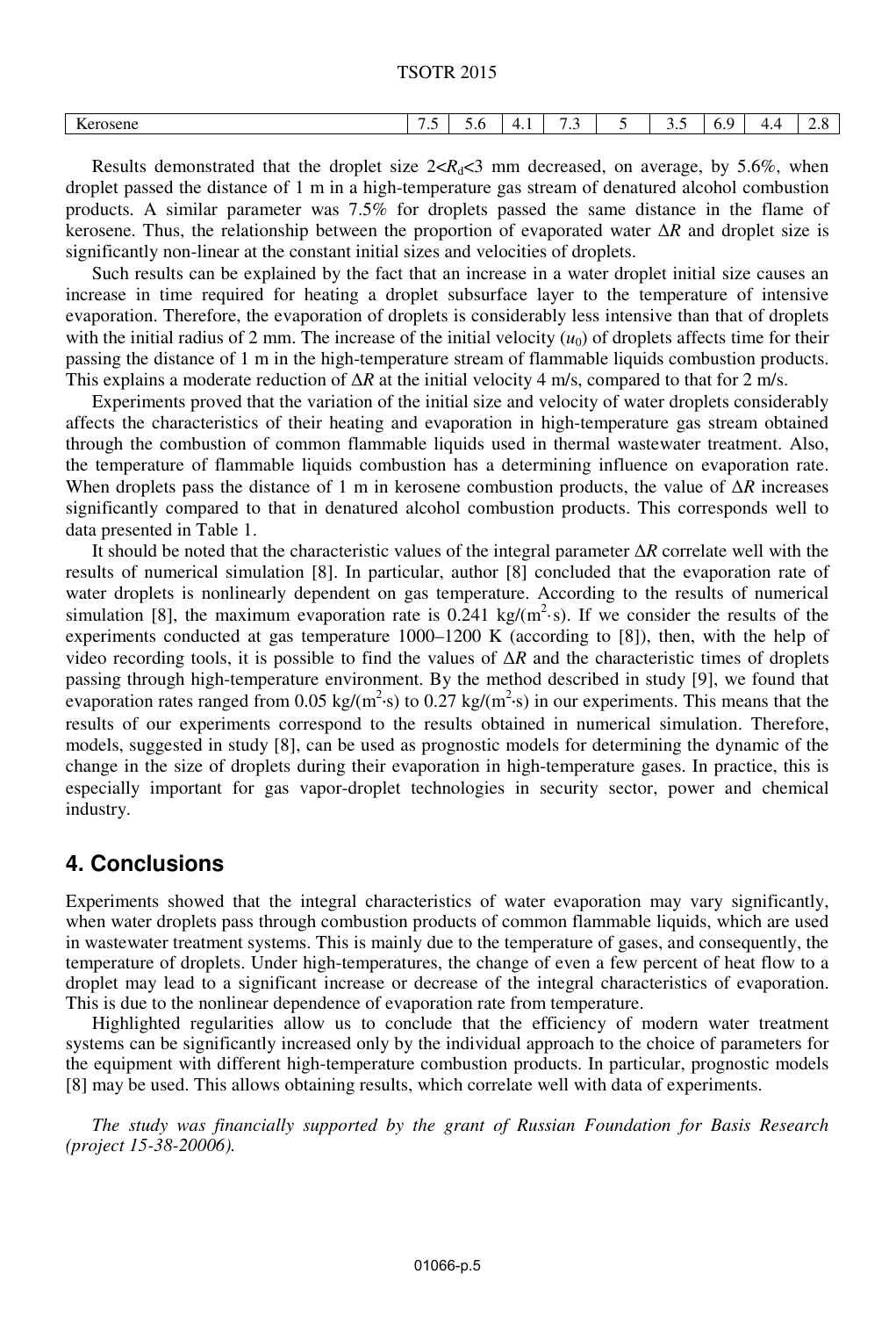| Kerosene | 7.5 | 5.6 | 4.1 | 7.3 | 5 | 3.5 | 6.9 | 4.4 | 2.8 |
|---|---|---|---|---|---|---|---|---|---|

Results demonstrated that the droplet size $2<R_d<3$ mm decreased, on average, by 5.6%, when droplet passed the distance of 1 m in a high-temperature gas stream of denatured alcohol combustion products. A similar parameter was 7.5% for droplets passed the same distance in the flame of kerosene. Thus, the relationship between the proportion of evaporated water $\Delta R$ and droplet size is significantly non-linear at the constant initial sizes and velocities of droplets.

Such results can be explained by the fact that an increase in a water droplet initial size causes an increase in time required for heating a droplet subsurface layer to the temperature of intensive evaporation. Therefore, the evaporation of droplets is considerably less intensive than that of droplets with the initial radius of 2 mm. The increase of the initial velocity ($u_0$) of droplets affects time for their passing the distance of 1 m in the high-temperature stream of flammable liquids combustion products. This explains a moderate reduction of $\Delta R$ at the initial velocity 4 m/s, compared to that for 2 m/s.

Experiments proved that the variation of the initial size and velocity of water droplets considerably affects the characteristics of their heating and evaporation in high-temperature gas stream obtained through the combustion of common flammable liquids used in thermal wastewater treatment. Also, the temperature of flammable liquids combustion has a determining influence on evaporation rate. When droplets pass the distance of 1 m in kerosene combustion products, the value of $\Delta R$ increases significantly compared to that in denatured alcohol combustion products. This corresponds well to data presented in Table 1.

It should be noted that the characteristic values of the integral parameter $\Delta R$ correlate well with the results of numerical simulation [8]. In particular, author [8] concluded that the evaporation rate of water droplets is nonlinearly dependent on gas temperature. According to the results of numerical simulation [8], the maximum evaporation rate is 0.241 kg/(m$^2$·s). If we consider the results of the experiments conducted at gas temperature 1000–1200 K (according to [8]), then, with the help of video recording tools, it is possible to find the values of $\Delta R$ and the characteristic times of droplets passing through high-temperature environment. By the method described in study [9], we found that evaporation rates ranged from 0.05 kg/(m$^2$·s) to 0.27 kg/(m$^2$·s) in our experiments. This means that the results of our experiments correspond to the results obtained in numerical simulation. Therefore, models, suggested in study [8], can be used as prognostic models for determining the dynamic of the change in the size of droplets during their evaporation in high-temperature gases. In practice, this is especially important for gas vapor-droplet technologies in security sector, power and chemical industry.

## 4. Conclusions

Experiments showed that the integral characteristics of water evaporation may vary significantly, when water droplets pass through combustion products of common flammable liquids, which are used in wastewater treatment systems. This is mainly due to the temperature of gases, and consequently, the temperature of droplets. Under high-temperatures, the change of even a few percent of heat flow to a droplet may lead to a significant increase or decrease of the integral characteristics of evaporation. This is due to the nonlinear dependence of evaporation rate from temperature.

Highlighted regularities allow us to conclude that the efficiency of modern water treatment systems can be significantly increased only by the individual approach to the choice of parameters for the equipment with different high-temperature combustion products. In particular, prognostic models [8] may be used. This allows obtaining results, which correlate well with data of experiments.

*The study was financially supported by the grant of Russian Foundation for Basis Research (project 15-38-20006).*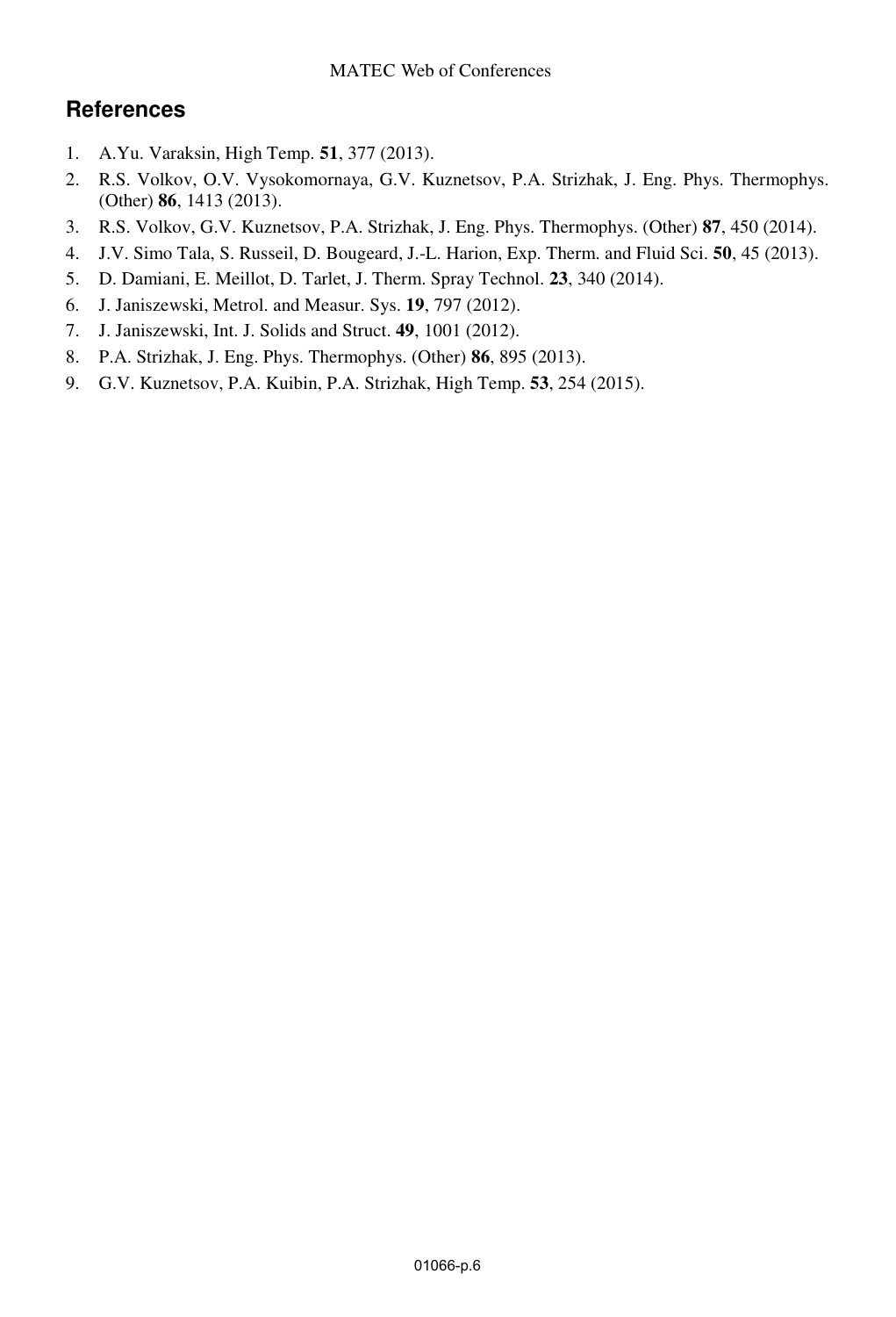## References

1. A.Yu. Varaksin, High Temp. **51**, 377 (2013).
2. R.S. Volkov, O.V. Vysokomornaya, G.V. Kuznetsov, P.A. Strizhak, J. Eng. Phys. Thermophys. (Other) **86**, 1413 (2013).
3. R.S. Volkov, G.V. Kuznetsov, P.A. Strizhak, J. Eng. Phys. Thermophys. (Other) **87**, 450 (2014).
4. J.V. Simo Tala, S. Russeil, D. Bougeard, J.-L. Harion, Exp. Therm. and Fluid Sci. **50**, 45 (2013).
5. D. Damiani, E. Meillot, D. Tarlet, J. Therm. Spray Technol. **23**, 340 (2014).
6. J. Janiszewski, Metrol. and Measur. Sys. **19**, 797 (2012).
7. J. Janiszewski, Int. J. Solids and Struct. **49**, 1001 (2012).
8. P.A. Strizhak, J. Eng. Phys. Thermophys. (Other) **86**, 895 (2013).
9. G.V. Kuznetsov, P.A. Kuibin, P.A. Strizhak, High Temp. **53**, 254 (2015).